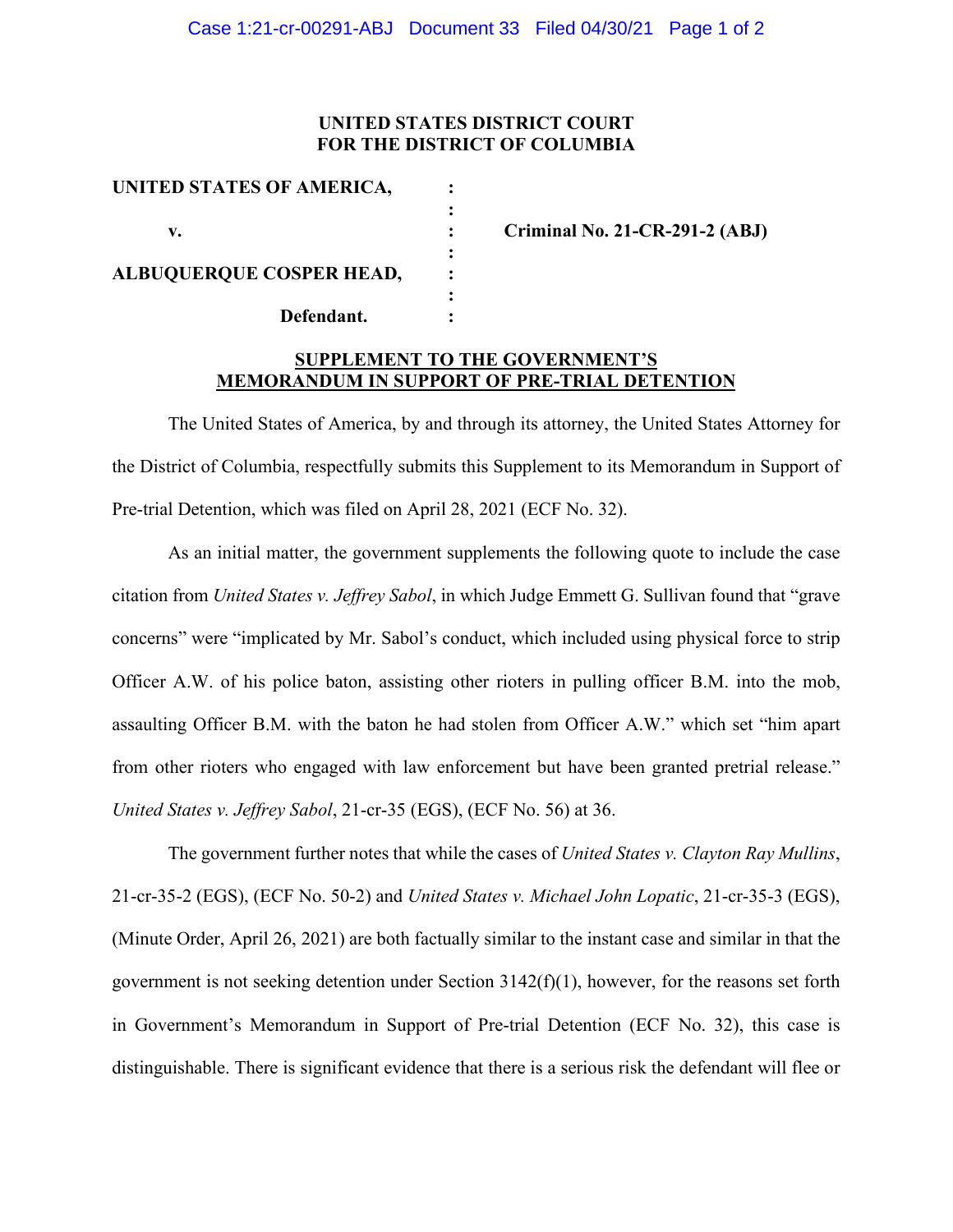**UNITED STATES DISTRICT COURT**
**FOR THE DISTRICT OF COLUMBIA**

| | | |
|---|---|---|
| **UNITED STATES OF AMERICA,** | : | |
| | : | |
| **v.** | : | **Criminal No. 21-CR-291-2 (ABJ)** |
| | : | |
| **ALBUQUERQUE COSPER HEAD,** | : | |
| | : | |
| **Defendant.** | : | |

**SUPPLEMENT TO THE GOVERNMENT'S MEMORANDUM IN SUPPORT OF PRE-TRIAL DETENTION**

The United States of America, by and through its attorney, the United States Attorney for the District of Columbia, respectfully submits this Supplement to its Memorandum in Support of Pre-trial Detention, which was filed on April 28, 2021 (ECF No. 32).

As an initial matter, the government supplements the following quote to include the case citation from *United States v. Jeffrey Sabol*, in which Judge Emmett G. Sullivan found that "grave concerns" were "implicated by Mr. Sabol's conduct, which included using physical force to strip Officer A.W. of his police baton, assisting other rioters in pulling officer B.M. into the mob, assaulting Officer B.M. with the baton he had stolen from Officer A.W." which set "him apart from other rioters who engaged with law enforcement but have been granted pretrial release." *United States v. Jeffrey Sabol*, 21-cr-35 (EGS), (ECF No. 56) at 36.

The government further notes that while the cases of *United States v. Clayton Ray Mullins*, 21-cr-35-2 (EGS), (ECF No. 50-2) and *United States v. Michael John Lopatic*, 21-cr-35-3 (EGS), (Minute Order, April 26, 2021) are both factually similar to the instant case and similar in that the government is not seeking detention under Section 3142(f)(1), however, for the reasons set forth in Government's Memorandum in Support of Pre-trial Detention (ECF No. 32), this case is distinguishable. There is significant evidence that there is a serious risk the defendant will flee or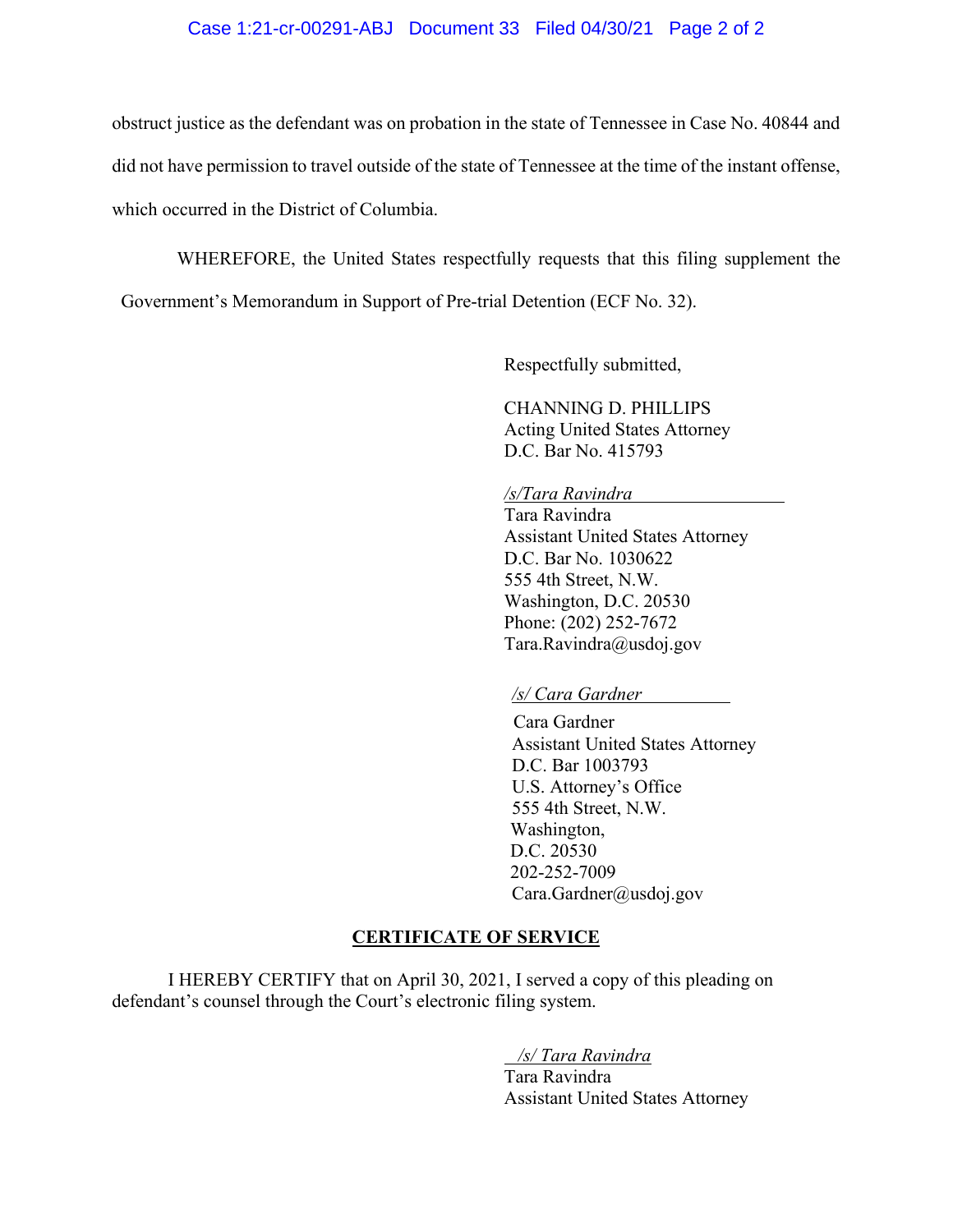obstruct justice as the defendant was on probation in the state of Tennessee in Case No. 40844 and did not have permission to travel outside of the state of Tennessee at the time of the instant offense, which occurred in the District of Columbia.

WHEREFORE, the United States respectfully requests that this filing supplement the Government's Memorandum in Support of Pre-trial Detention (ECF No. 32).

Respectfully submitted,

CHANNING D. PHILLIPS
Acting United States Attorney
D.C. Bar No. 415793

*/s/Tara Ravindra*
Tara Ravindra
Assistant United States Attorney
D.C. Bar No. 1030622
555 4th Street, N.W.
Washington, D.C. 20530
Phone: (202) 252-7672
Tara.Ravindra@usdoj.gov

*/s/ Cara Gardner*
Cara Gardner
Assistant United States Attorney
D.C. Bar 1003793
U.S. Attorney's Office
555 4th Street, N.W.
Washington,
D.C. 20530
202-252-7009
Cara.Gardner@usdoj.gov

**CERTIFICATE OF SERVICE**

I HEREBY CERTIFY that on April 30, 2021, I served a copy of this pleading on defendant's counsel through the Court's electronic filing system.

*/s/ Tara Ravindra*
Tara Ravindra
Assistant United States Attorney